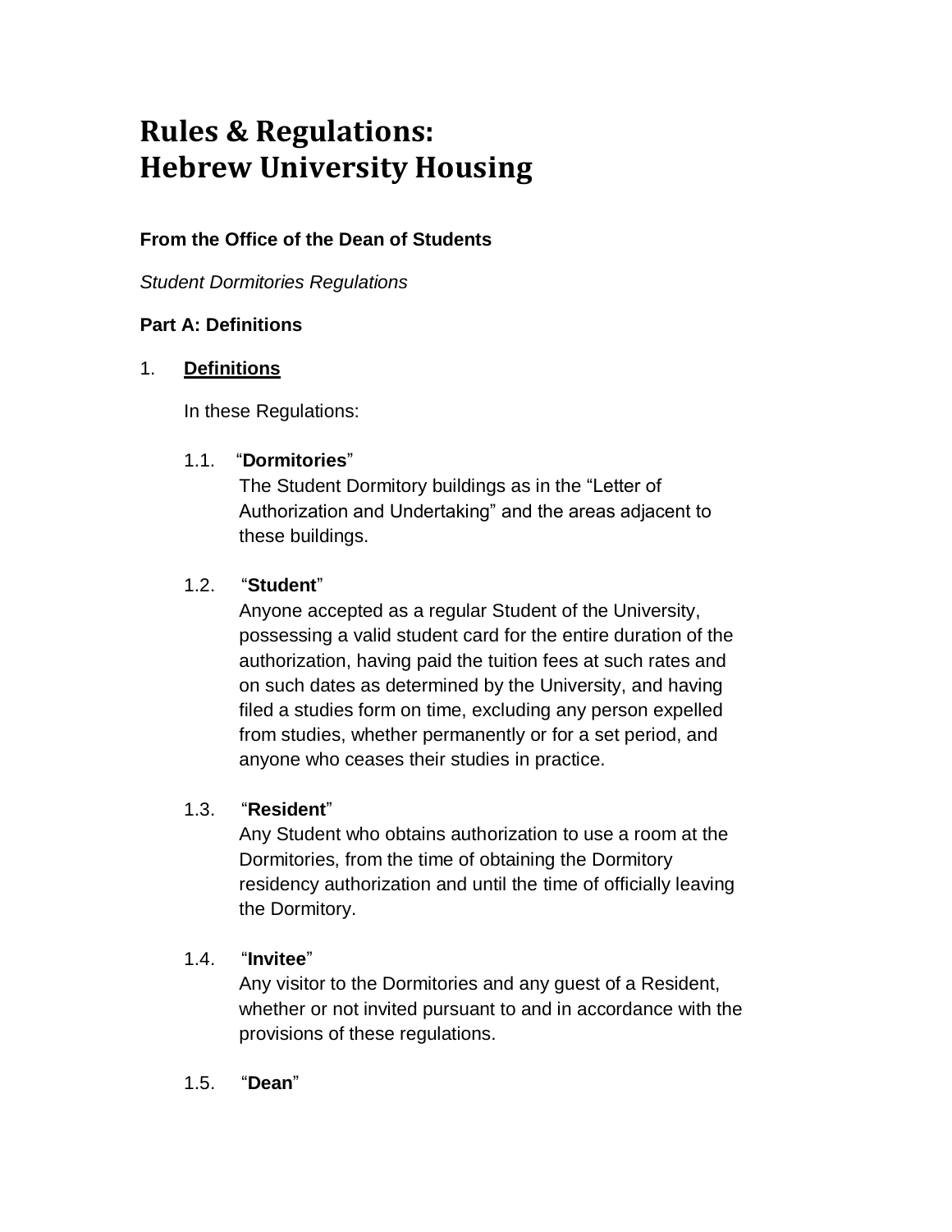# Rules & Regulations:
# Hebrew University Housing

**From the Office of the Dean of Students**

*Student Dormitories Regulations*

**Part A: Definitions**

1. **Definitions**

   In these Regulations:

   1.1. "**Dormitories**"
   The Student Dormitory buildings as in the "Letter of Authorization and Undertaking" and the areas adjacent to these buildings.

   1.2. "**Student**"
   Anyone accepted as a regular Student of the University, possessing a valid student card for the entire duration of the authorization, having paid the tuition fees at such rates and on such dates as determined by the University, and having filed a studies form on time, excluding any person expelled from studies, whether permanently or for a set period, and anyone who ceases their studies in practice.

   1.3. "**Resident**"
   Any Student who obtains authorization to use a room at the Dormitories, from the time of obtaining the Dormitory residency authorization and until the time of officially leaving the Dormitory.

   1.4. "**Invitee**"
   Any visitor to the Dormitories and any guest of a Resident, whether or not invited pursuant to and in accordance with the provisions of these regulations.

   1.5. "**Dean**"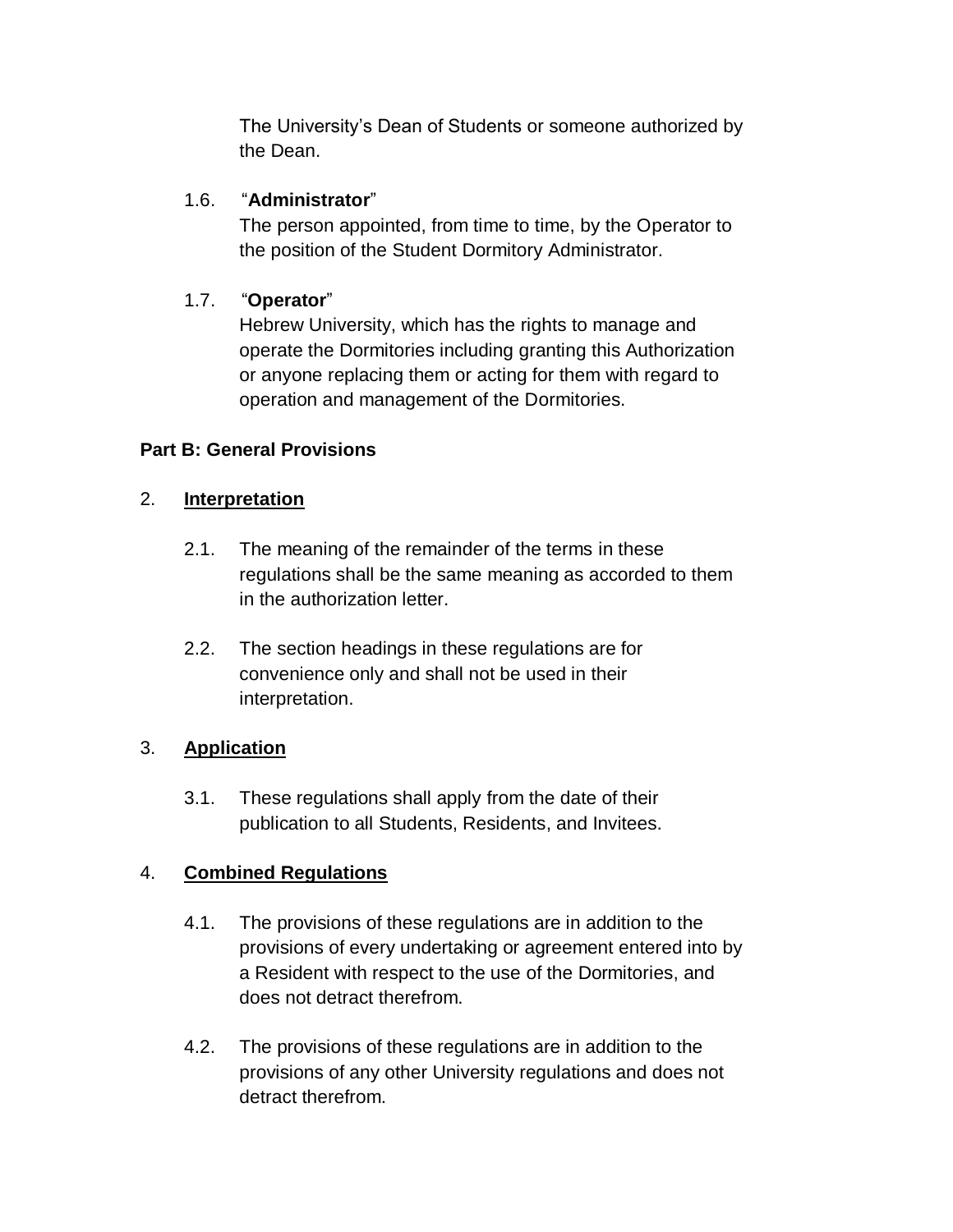The University's Dean of Students or someone authorized by the Dean.

1.6. "**Administrator**"
The person appointed, from time to time, by the Operator to the position of the Student Dormitory Administrator.

1.7. "**Operator**"
Hebrew University, which has the rights to manage and operate the Dormitories including granting this Authorization or anyone replacing them or acting for them with regard to operation and management of the Dormitories.

**Part B: General Provisions**

2. **Interpretation**

2.1. The meaning of the remainder of the terms in these regulations shall be the same meaning as accorded to them in the authorization letter.

2.2. The section headings in these regulations are for convenience only and shall not be used in their interpretation.

3. **Application**

3.1. These regulations shall apply from the date of their publication to all Students, Residents, and Invitees.

4. **Combined Regulations**

4.1. The provisions of these regulations are in addition to the provisions of every undertaking or agreement entered into by a Resident with respect to the use of the Dormitories, and does not detract therefrom.

4.2. The provisions of these regulations are in addition to the provisions of any other University regulations and does not detract therefrom.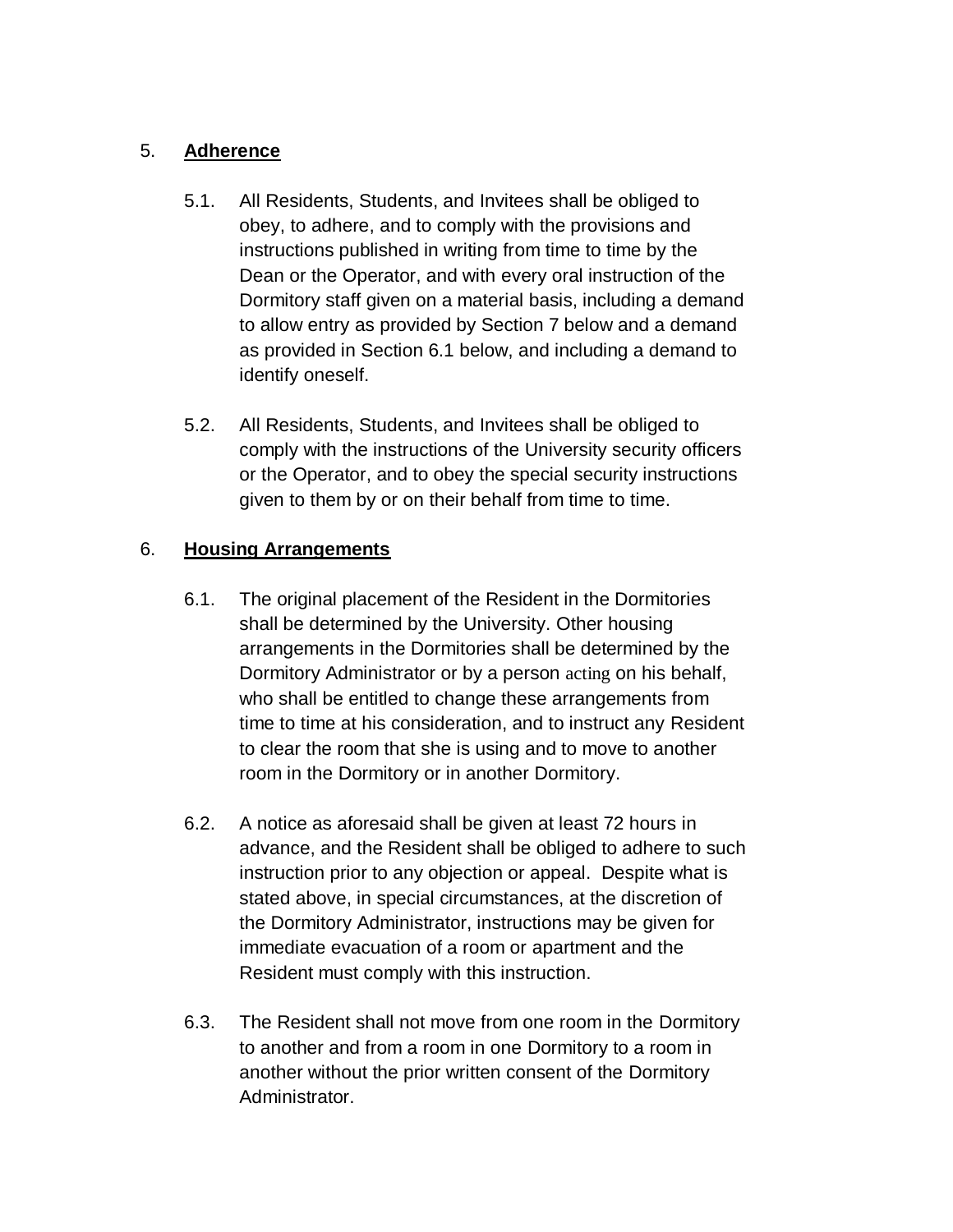## 5. **Adherence**

5.1. All Residents, Students, and Invitees shall be obliged to obey, to adhere, and to comply with the provisions and instructions published in writing from time to time by the Dean or the Operator, and with every oral instruction of the Dormitory staff given on a material basis, including a demand to allow entry as provided by Section 7 below and a demand as provided in Section 6.1 below, and including a demand to identify oneself.

5.2. All Residents, Students, and Invitees shall be obliged to comply with the instructions of the University security officers or the Operator, and to obey the special security instructions given to them by or on their behalf from time to time.

## 6. **Housing Arrangements**

6.1. The original placement of the Resident in the Dormitories shall be determined by the University. Other housing arrangements in the Dormitories shall be determined by the Dormitory Administrator or by a person acting on his behalf, who shall be entitled to change these arrangements from time to time at his consideration, and to instruct any Resident to clear the room that she is using and to move to another room in the Dormitory or in another Dormitory.

6.2. A notice as aforesaid shall be given at least 72 hours in advance, and the Resident shall be obliged to adhere to such instruction prior to any objection or appeal. Despite what is stated above, in special circumstances, at the discretion of the Dormitory Administrator, instructions may be given for immediate evacuation of a room or apartment and the Resident must comply with this instruction.

6.3. The Resident shall not move from one room in the Dormitory to another and from a room in one Dormitory to a room in another without the prior written consent of the Dormitory Administrator.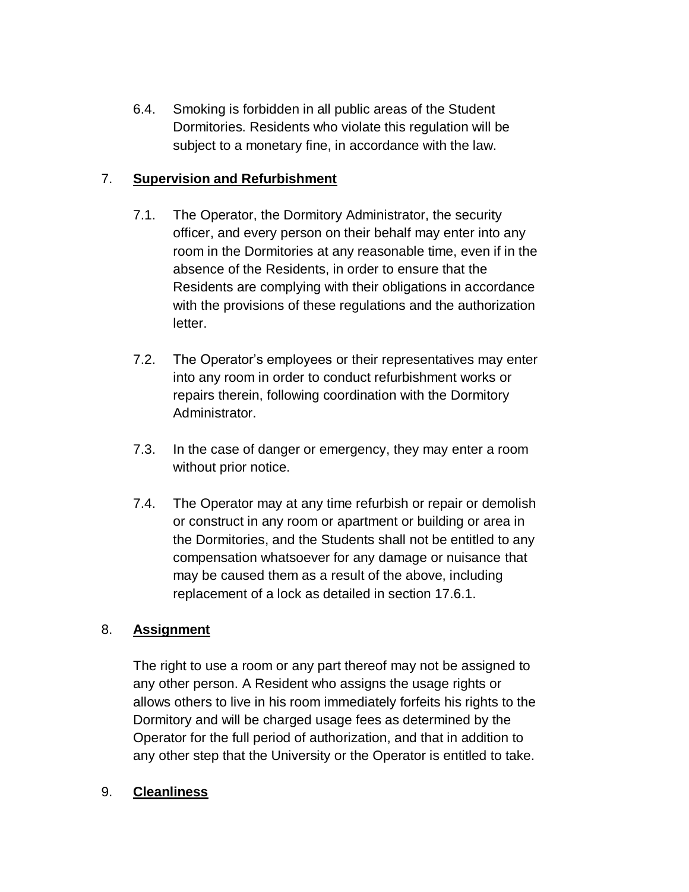6.4. Smoking is forbidden in all public areas of the Student Dormitories. Residents who violate this regulation will be subject to a monetary fine, in accordance with the law.

## 7. **Supervision and Refurbishment**

7.1. The Operator, the Dormitory Administrator, the security officer, and every person on their behalf may enter into any room in the Dormitories at any reasonable time, even if in the absence of the Residents, in order to ensure that the Residents are complying with their obligations in accordance with the provisions of these regulations and the authorization letter.

7.2. The Operator's employees or their representatives may enter into any room in order to conduct refurbishment works or repairs therein, following coordination with the Dormitory Administrator.

7.3. In the case of danger or emergency, they may enter a room without prior notice.

7.4. The Operator may at any time refurbish or repair or demolish or construct in any room or apartment or building or area in the Dormitories, and the Students shall not be entitled to any compensation whatsoever for any damage or nuisance that may be caused them as a result of the above, including replacement of a lock as detailed in section 17.6.1.

## 8. **Assignment**

The right to use a room or any part thereof may not be assigned to any other person. A Resident who assigns the usage rights or allows others to live in his room immediately forfeits his rights to the Dormitory and will be charged usage fees as determined by the Operator for the full period of authorization, and that in addition to any other step that the University or the Operator is entitled to take.

## 9. **Cleanliness**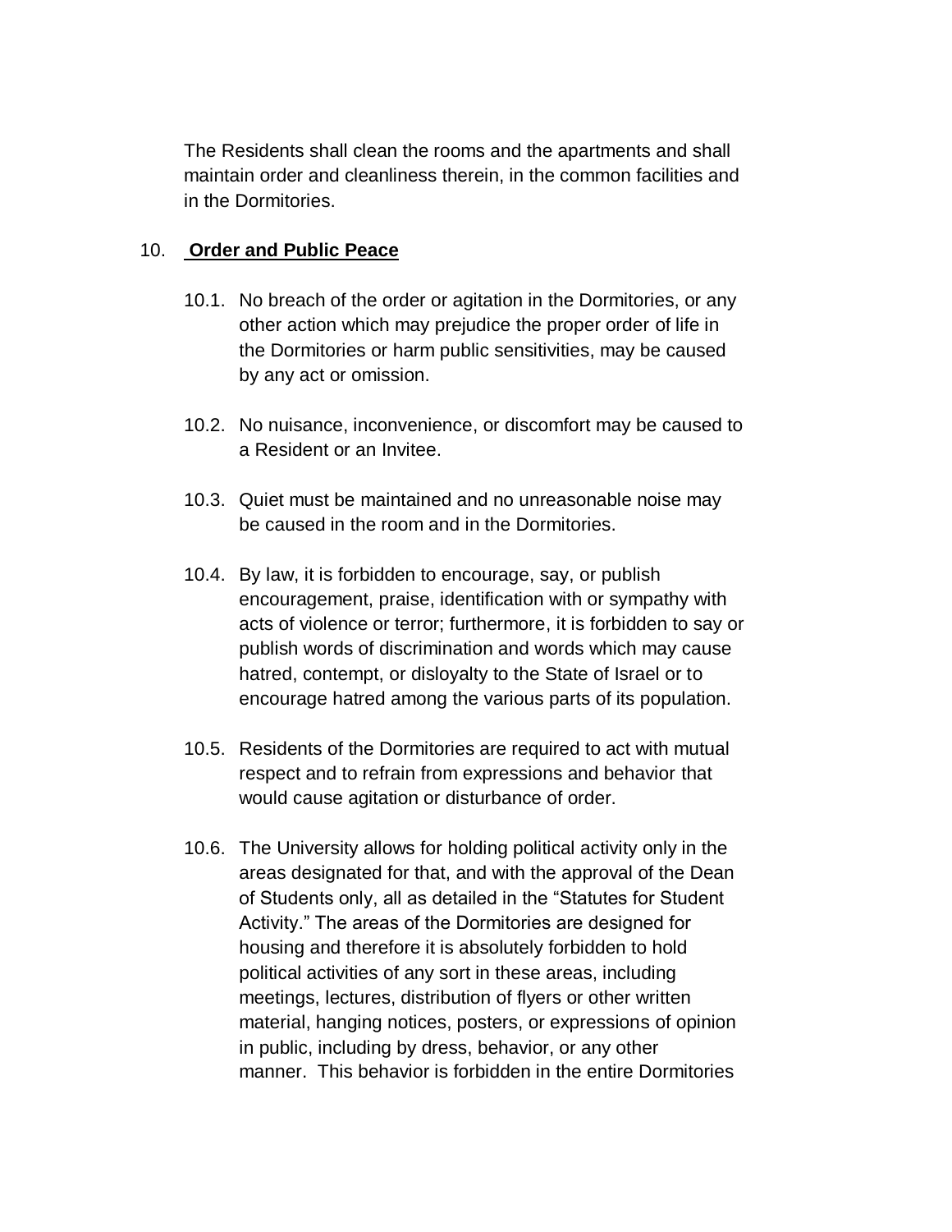The Residents shall clean the rooms and the apartments and shall maintain order and cleanliness therein, in the common facilities and in the Dormitories.

10. **Order and Public Peace**

10.1. No breach of the order or agitation in the Dormitories, or any other action which may prejudice the proper order of life in the Dormitories or harm public sensitivities, may be caused by any act or omission.

10.2. No nuisance, inconvenience, or discomfort may be caused to a Resident or an Invitee.

10.3. Quiet must be maintained and no unreasonable noise may be caused in the room and in the Dormitories.

10.4. By law, it is forbidden to encourage, say, or publish encouragement, praise, identification with or sympathy with acts of violence or terror; furthermore, it is forbidden to say or publish words of discrimination and words which may cause hatred, contempt, or disloyalty to the State of Israel or to encourage hatred among the various parts of its population.

10.5. Residents of the Dormitories are required to act with mutual respect and to refrain from expressions and behavior that would cause agitation or disturbance of order.

10.6. The University allows for holding political activity only in the areas designated for that, and with the approval of the Dean of Students only, all as detailed in the "Statutes for Student Activity." The areas of the Dormitories are designed for housing and therefore it is absolutely forbidden to hold political activities of any sort in these areas, including meetings, lectures, distribution of flyers or other written material, hanging notices, posters, or expressions of opinion in public, including by dress, behavior, or any other manner. This behavior is forbidden in the entire Dormitories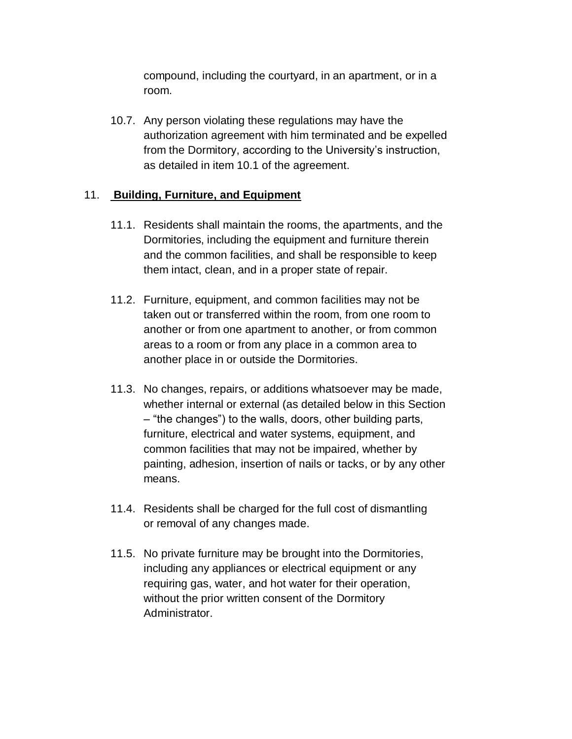compound, including the courtyard, in an apartment, or in a room.

10.7. Any person violating these regulations may have the authorization agreement with him terminated and be expelled from the Dormitory, according to the University's instruction, as detailed in item 10.1 of the agreement.

## 11. **Building, Furniture, and Equipment**

11.1. Residents shall maintain the rooms, the apartments, and the Dormitories, including the equipment and furniture therein and the common facilities, and shall be responsible to keep them intact, clean, and in a proper state of repair.

11.2. Furniture, equipment, and common facilities may not be taken out or transferred within the room, from one room to another or from one apartment to another, or from common areas to a room or from any place in a common area to another place in or outside the Dormitories.

11.3. No changes, repairs, or additions whatsoever may be made, whether internal or external (as detailed below in this Section – "the changes") to the walls, doors, other building parts, furniture, electrical and water systems, equipment, and common facilities that may not be impaired, whether by painting, adhesion, insertion of nails or tacks, or by any other means.

11.4. Residents shall be charged for the full cost of dismantling or removal of any changes made.

11.5. No private furniture may be brought into the Dormitories, including any appliances or electrical equipment or any requiring gas, water, and hot water for their operation, without the prior written consent of the Dormitory Administrator.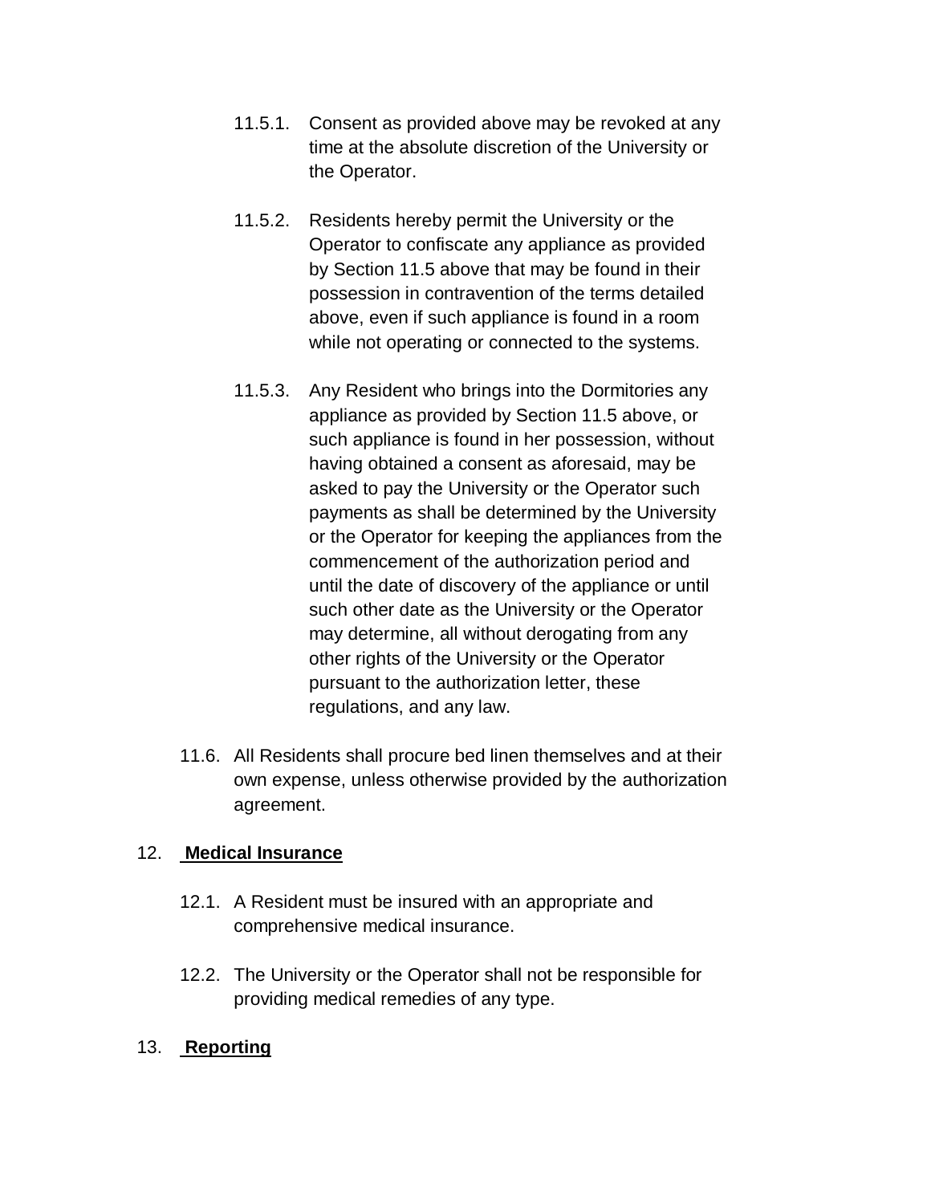11.5.1. Consent as provided above may be revoked at any time at the absolute discretion of the University or the Operator.

11.5.2. Residents hereby permit the University or the Operator to confiscate any appliance as provided by Section 11.5 above that may be found in their possession in contravention of the terms detailed above, even if such appliance is found in a room while not operating or connected to the systems.

11.5.3. Any Resident who brings into the Dormitories any appliance as provided by Section 11.5 above, or such appliance is found in her possession, without having obtained a consent as aforesaid, may be asked to pay the University or the Operator such payments as shall be determined by the University or the Operator for keeping the appliances from the commencement of the authorization period and until the date of discovery of the appliance or until such other date as the University or the Operator may determine, all without derogating from any other rights of the University or the Operator pursuant to the authorization letter, these regulations, and any law.

11.6. All Residents shall procure bed linen themselves and at their own expense, unless otherwise provided by the authorization agreement.

## 12. **Medical Insurance**

12.1. A Resident must be insured with an appropriate and comprehensive medical insurance.

12.2. The University or the Operator shall not be responsible for providing medical remedies of any type.

## 13. **Reporting**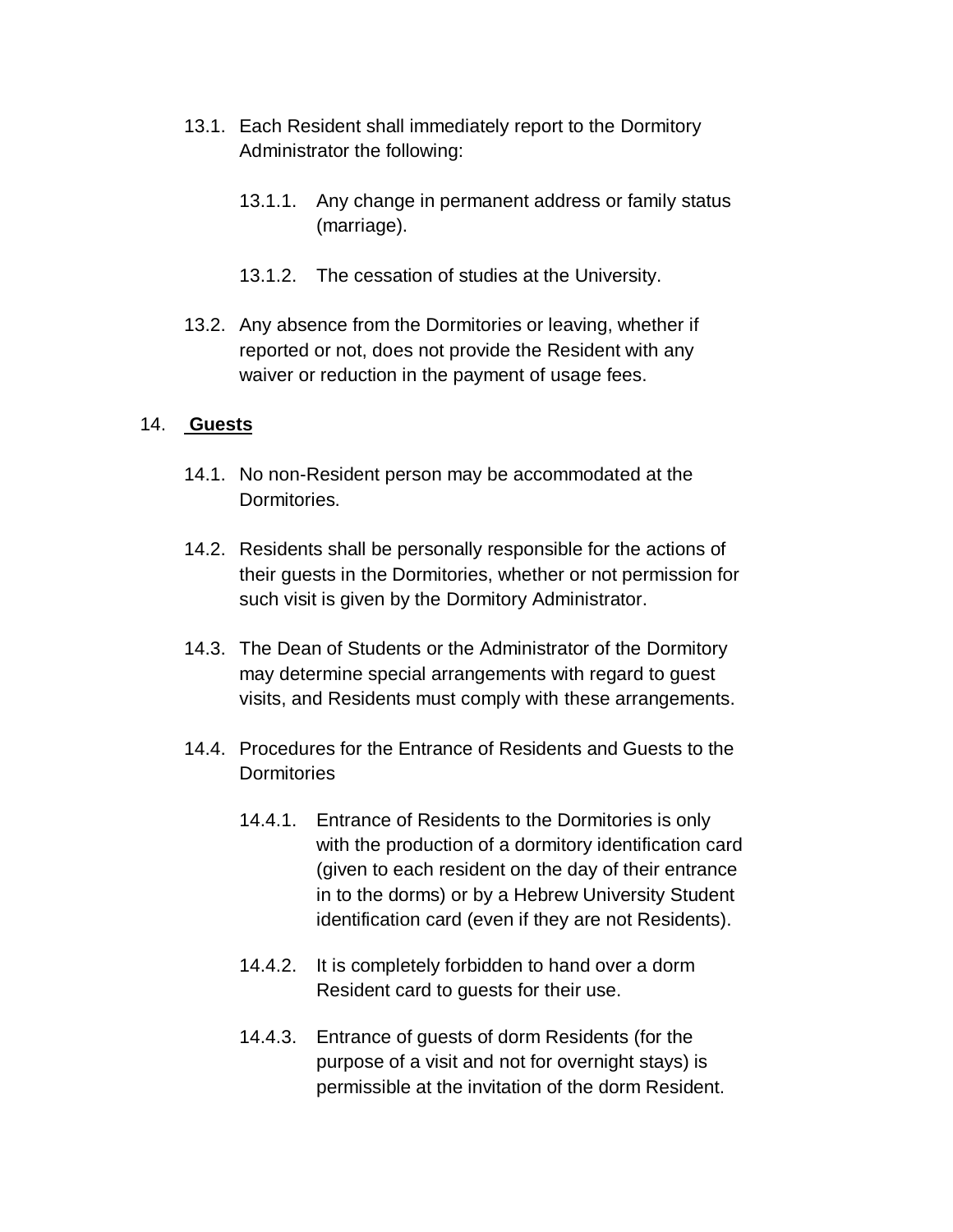13.1. Each Resident shall immediately report to the Dormitory Administrator the following:

13.1.1. Any change in permanent address or family status (marriage).

13.1.2. The cessation of studies at the University.

13.2. Any absence from the Dormitories or leaving, whether if reported or not, does not provide the Resident with any waiver or reduction in the payment of usage fees.

## 14. **Guests**

14.1. No non-Resident person may be accommodated at the Dormitories.

14.2. Residents shall be personally responsible for the actions of their guests in the Dormitories, whether or not permission for such visit is given by the Dormitory Administrator.

14.3. The Dean of Students or the Administrator of the Dormitory may determine special arrangements with regard to guest visits, and Residents must comply with these arrangements.

14.4. Procedures for the Entrance of Residents and Guests to the Dormitories

14.4.1. Entrance of Residents to the Dormitories is only with the production of a dormitory identification card (given to each resident on the day of their entrance in to the dorms) or by a Hebrew University Student identification card (even if they are not Residents).

14.4.2. It is completely forbidden to hand over a dorm Resident card to guests for their use.

14.4.3. Entrance of guests of dorm Residents (for the purpose of a visit and not for overnight stays) is permissible at the invitation of the dorm Resident.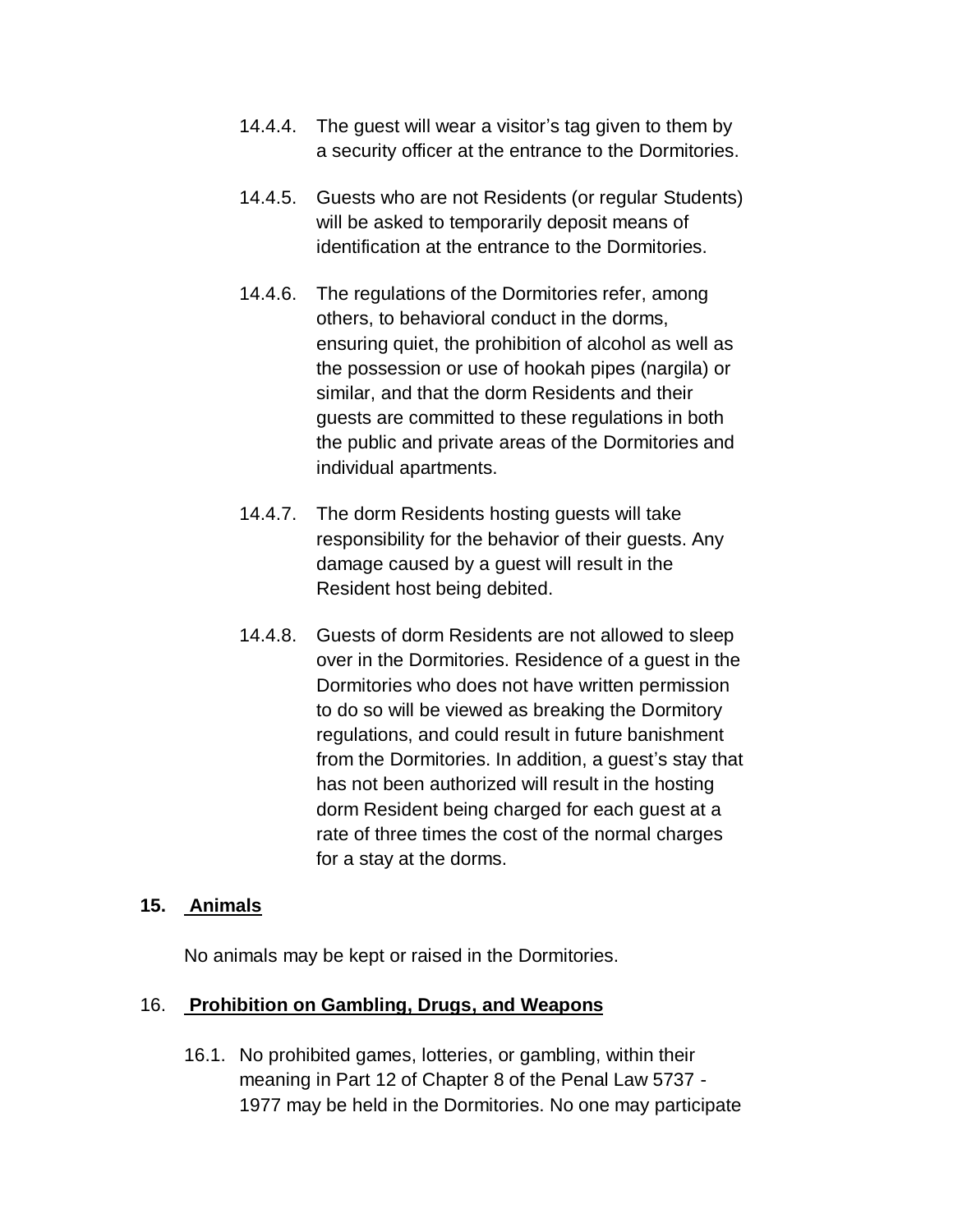14.4.4. The guest will wear a visitor's tag given to them by a security officer at the entrance to the Dormitories.

14.4.5. Guests who are not Residents (or regular Students) will be asked to temporarily deposit means of identification at the entrance to the Dormitories.

14.4.6. The regulations of the Dormitories refer, among others, to behavioral conduct in the dorms, ensuring quiet, the prohibition of alcohol as well as the possession or use of hookah pipes (nargila) or similar, and that the dorm Residents and their guests are committed to these regulations in both the public and private areas of the Dormitories and individual apartments.

14.4.7. The dorm Residents hosting guests will take responsibility for the behavior of their guests. Any damage caused by a guest will result in the Resident host being debited.

14.4.8. Guests of dorm Residents are not allowed to sleep over in the Dormitories. Residence of a guest in the Dormitories who does not have written permission to do so will be viewed as breaking the Dormitory regulations, and could result in future banishment from the Dormitories. In addition, a guest's stay that has not been authorized will result in the hosting dorm Resident being charged for each guest at a rate of three times the cost of the normal charges for a stay at the dorms.

## 15. Animals

No animals may be kept or raised in the Dormitories.

## 16. Prohibition on Gambling, Drugs, and Weapons

16.1. No prohibited games, lotteries, or gambling, within their meaning in Part 12 of Chapter 8 of the Penal Law 5737 - 1977 may be held in the Dormitories. No one may participate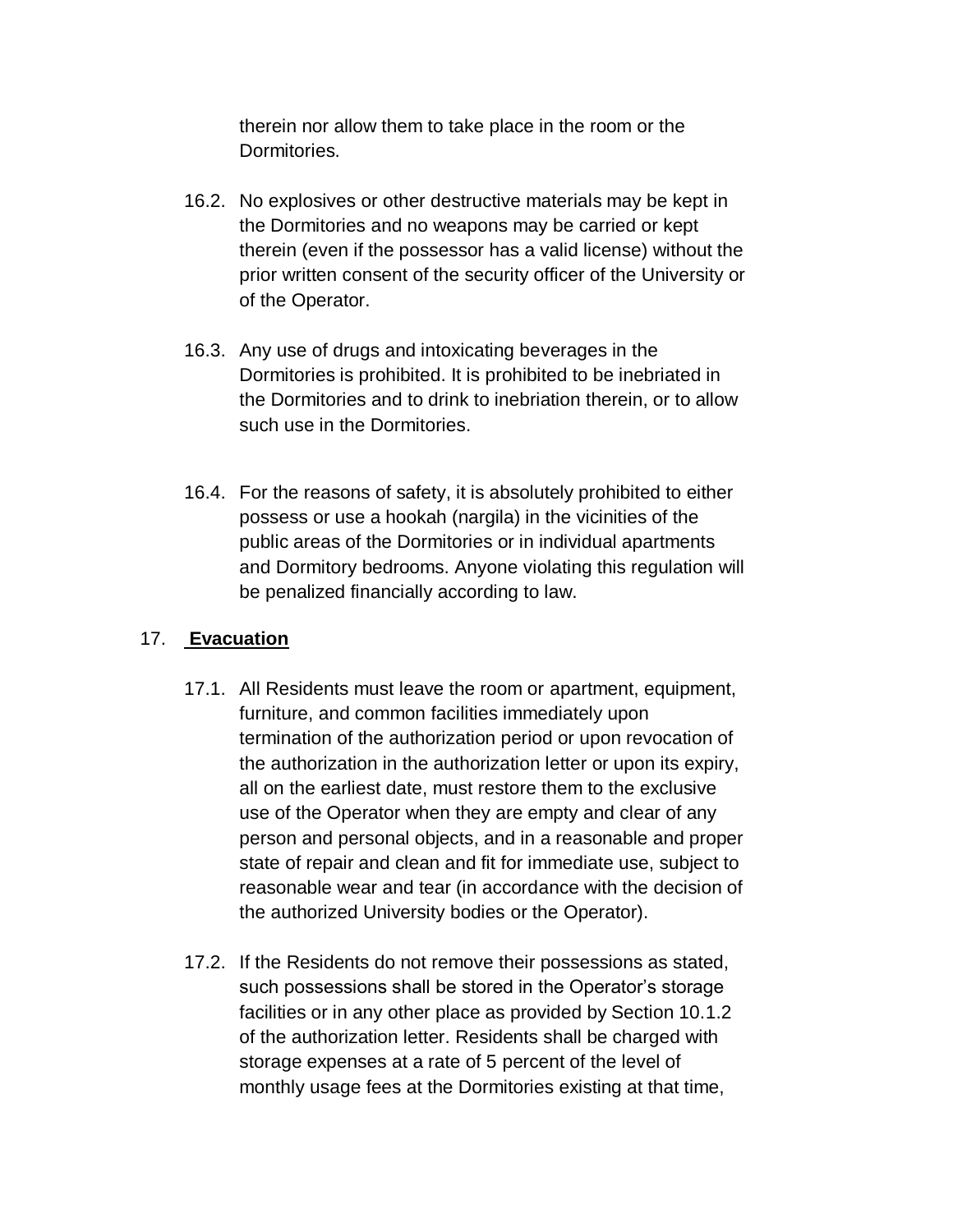therein nor allow them to take place in the room or the Dormitories.

16.2. No explosives or other destructive materials may be kept in the Dormitories and no weapons may be carried or kept therein (even if the possessor has a valid license) without the prior written consent of the security officer of the University or of the Operator.

16.3. Any use of drugs and intoxicating beverages in the Dormitories is prohibited. It is prohibited to be inebriated in the Dormitories and to drink to inebriation therein, or to allow such use in the Dormitories.

16.4. For the reasons of safety, it is absolutely prohibited to either possess or use a hookah (nargila) in the vicinities of the public areas of the Dormitories or in individual apartments and Dormitory bedrooms. Anyone violating this regulation will be penalized financially according to law.

## 17. **Evacuation**

17.1. All Residents must leave the room or apartment, equipment, furniture, and common facilities immediately upon termination of the authorization period or upon revocation of the authorization in the authorization letter or upon its expiry, all on the earliest date, must restore them to the exclusive use of the Operator when they are empty and clear of any person and personal objects, and in a reasonable and proper state of repair and clean and fit for immediate use, subject to reasonable wear and tear (in accordance with the decision of the authorized University bodies or the Operator).

17.2. If the Residents do not remove their possessions as stated, such possessions shall be stored in the Operator's storage facilities or in any other place as provided by Section 10.1.2 of the authorization letter. Residents shall be charged with storage expenses at a rate of 5 percent of the level of monthly usage fees at the Dormitories existing at that time,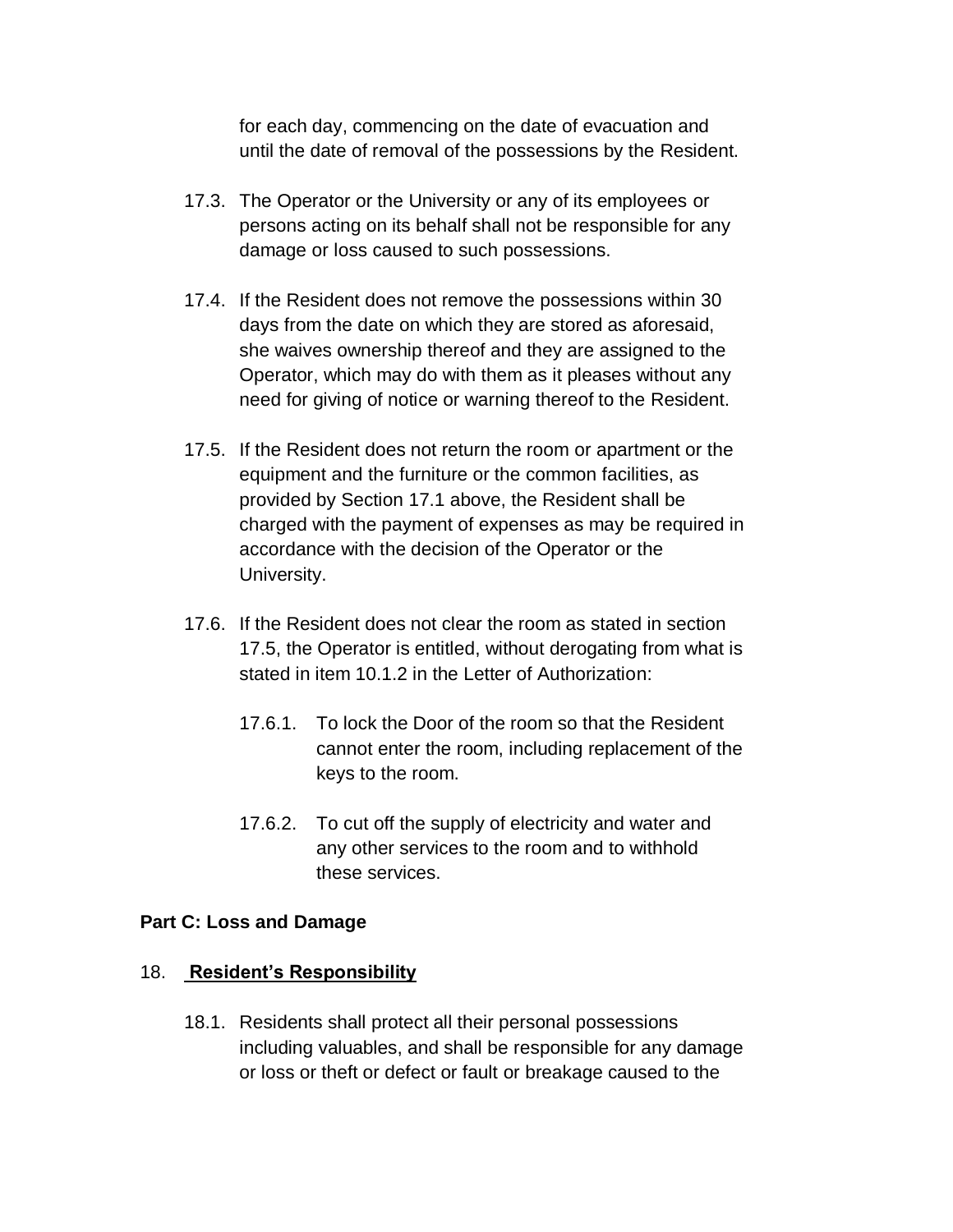for each day, commencing on the date of evacuation and until the date of removal of the possessions by the Resident.

17.3. The Operator or the University or any of its employees or persons acting on its behalf shall not be responsible for any damage or loss caused to such possessions.

17.4. If the Resident does not remove the possessions within 30 days from the date on which they are stored as aforesaid, she waives ownership thereof and they are assigned to the Operator, which may do with them as it pleases without any need for giving of notice or warning thereof to the Resident.

17.5. If the Resident does not return the room or apartment or the equipment and the furniture or the common facilities, as provided by Section 17.1 above, the Resident shall be charged with the payment of expenses as may be required in accordance with the decision of the Operator or the University.

17.6. If the Resident does not clear the room as stated in section 17.5, the Operator is entitled, without derogating from what is stated in item 10.1.2 in the Letter of Authorization:

17.6.1. To lock the Door of the room so that the Resident cannot enter the room, including replacement of the keys to the room.

17.6.2. To cut off the supply of electricity and water and any other services to the room and to withhold these services.

**Part C: Loss and Damage**

18. **Resident's Responsibility**

18.1. Residents shall protect all their personal possessions including valuables, and shall be responsible for any damage or loss or theft or defect or fault or breakage caused to the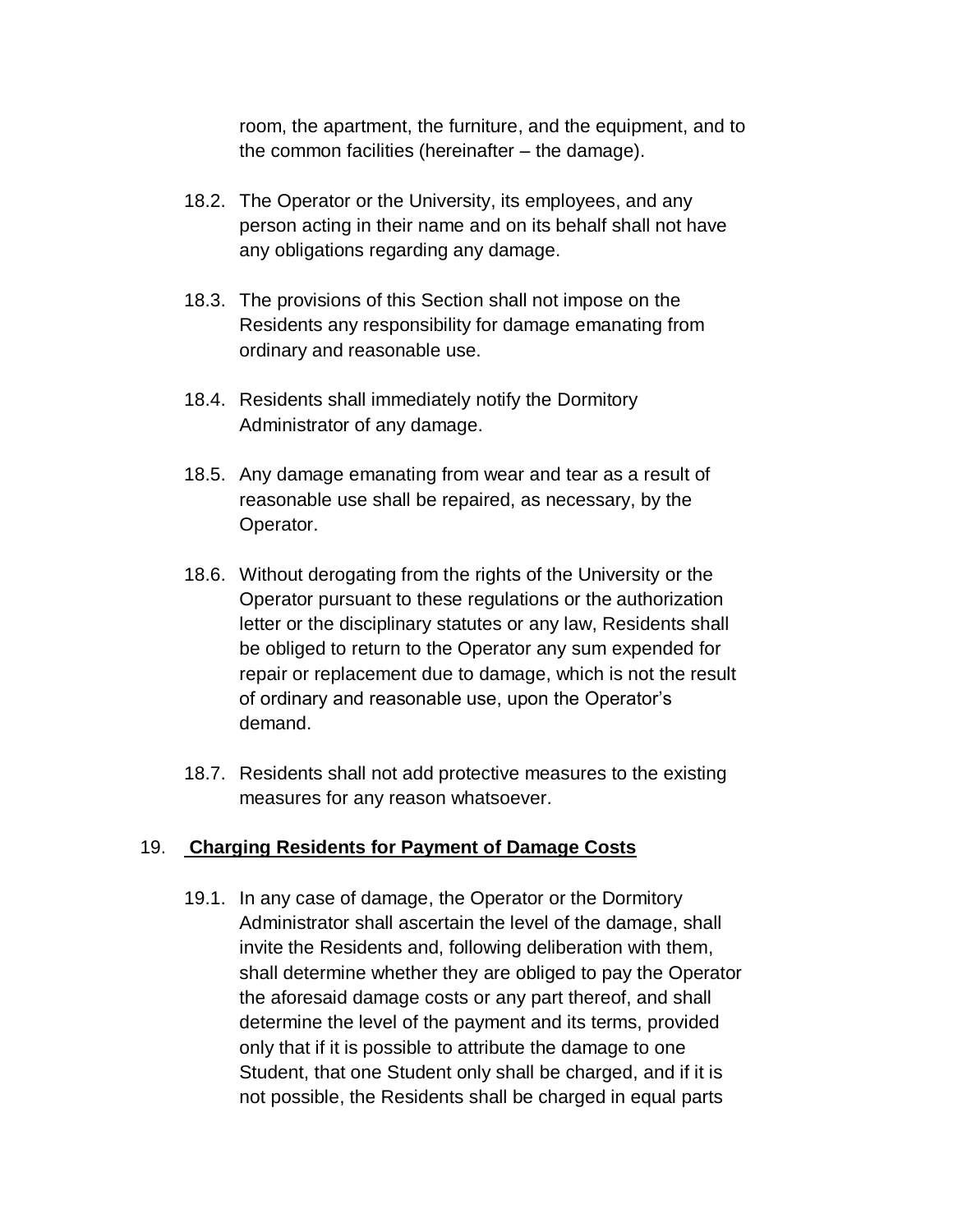room, the apartment, the furniture, and the equipment, and to the common facilities (hereinafter – the damage).

18.2. The Operator or the University, its employees, and any person acting in their name and on its behalf shall not have any obligations regarding any damage.

18.3. The provisions of this Section shall not impose on the Residents any responsibility for damage emanating from ordinary and reasonable use.

18.4. Residents shall immediately notify the Dormitory Administrator of any damage.

18.5. Any damage emanating from wear and tear as a result of reasonable use shall be repaired, as necessary, by the Operator.

18.6. Without derogating from the rights of the University or the Operator pursuant to these regulations or the authorization letter or the disciplinary statutes or any law, Residents shall be obliged to return to the Operator any sum expended for repair or replacement due to damage, which is not the result of ordinary and reasonable use, upon the Operator's demand.

18.7. Residents shall not add protective measures to the existing measures for any reason whatsoever.

## 19. Charging Residents for Payment of Damage Costs

19.1. In any case of damage, the Operator or the Dormitory Administrator shall ascertain the level of the damage, shall invite the Residents and, following deliberation with them, shall determine whether they are obliged to pay the Operator the aforesaid damage costs or any part thereof, and shall determine the level of the payment and its terms, provided only that if it is possible to attribute the damage to one Student, that one Student only shall be charged, and if it is not possible, the Residents shall be charged in equal parts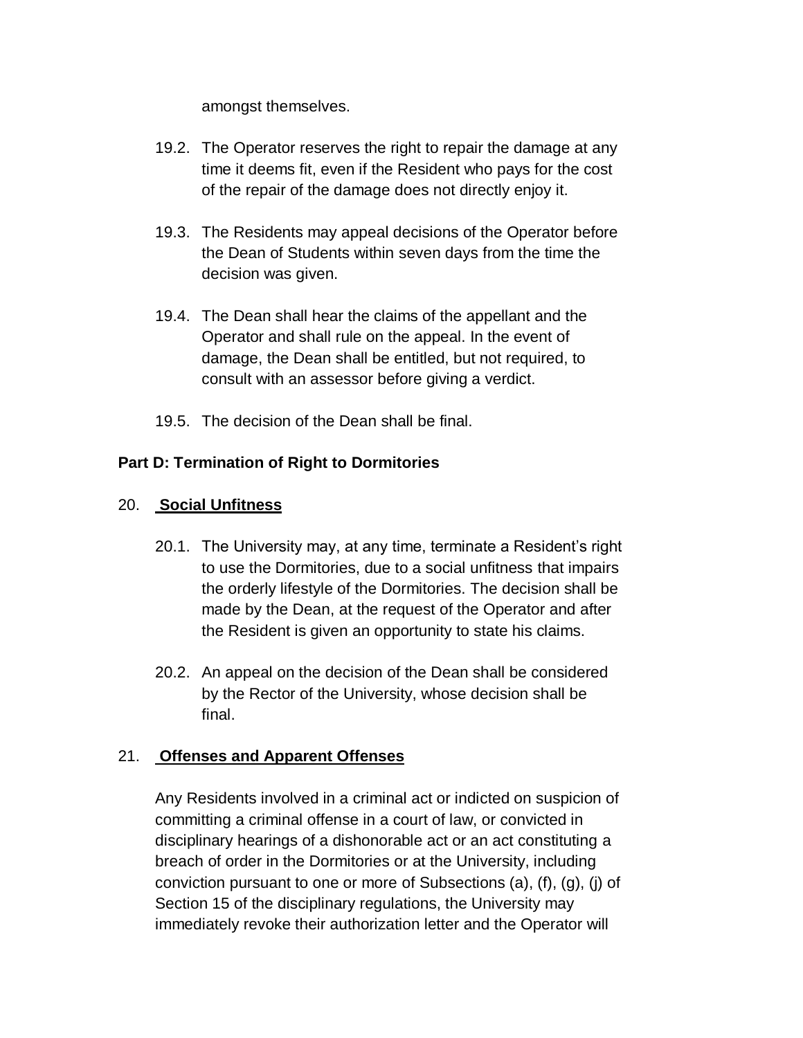amongst themselves.

19.2. The Operator reserves the right to repair the damage at any time it deems fit, even if the Resident who pays for the cost of the repair of the damage does not directly enjoy it.

19.3. The Residents may appeal decisions of the Operator before the Dean of Students within seven days from the time the decision was given.

19.4. The Dean shall hear the claims of the appellant and the Operator and shall rule on the appeal. In the event of damage, the Dean shall be entitled, but not required, to consult with an assessor before giving a verdict.

19.5. The decision of the Dean shall be final.

## Part D: Termination of Right to Dormitories

### 20. **Social Unfitness**

20.1. The University may, at any time, terminate a Resident's right to use the Dormitories, due to a social unfitness that impairs the orderly lifestyle of the Dormitories. The decision shall be made by the Dean, at the request of the Operator and after the Resident is given an opportunity to state his claims.

20.2. An appeal on the decision of the Dean shall be considered by the Rector of the University, whose decision shall be final.

### 21. **Offenses and Apparent Offenses**

Any Residents involved in a criminal act or indicted on suspicion of committing a criminal offense in a court of law, or convicted in disciplinary hearings of a dishonorable act or an act constituting a breach of order in the Dormitories or at the University, including conviction pursuant to one or more of Subsections (a), (f), (g), (j) of Section 15 of the disciplinary regulations, the University may immediately revoke their authorization letter and the Operator will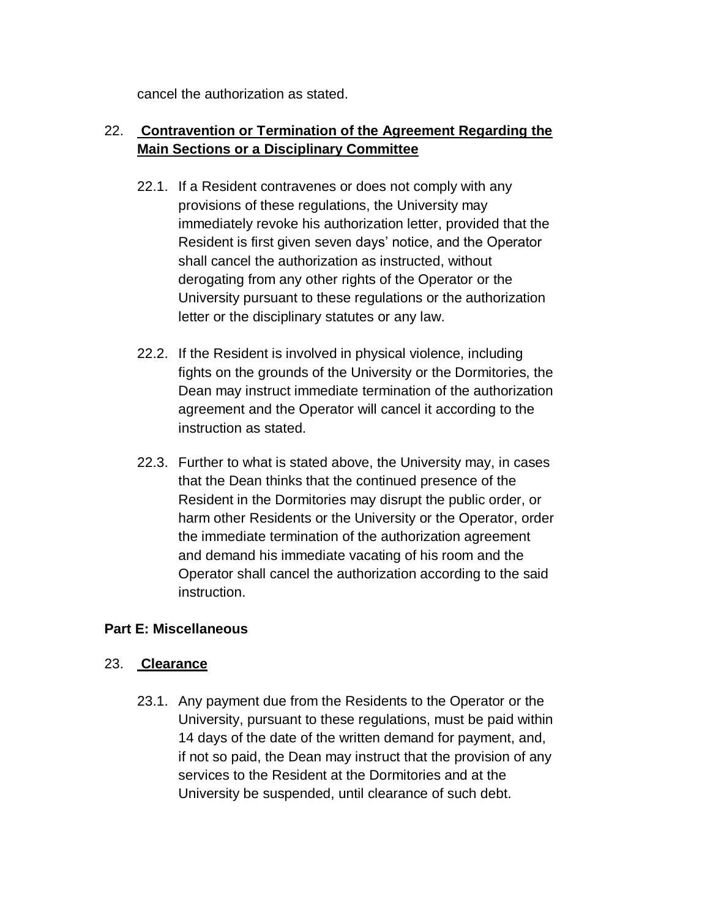cancel the authorization as stated.

## 22. <u>Contravention or Termination of the Agreement Regarding the Main Sections or a Disciplinary Committee</u>

22.1. If a Resident contravenes or does not comply with any provisions of these regulations, the University may immediately revoke his authorization letter, provided that the Resident is first given seven days' notice, and the Operator shall cancel the authorization as instructed, without derogating from any other rights of the Operator or the University pursuant to these regulations or the authorization letter or the disciplinary statutes or any law.

22.2. If the Resident is involved in physical violence, including fights on the grounds of the University or the Dormitories, the Dean may instruct immediate termination of the authorization agreement and the Operator will cancel it according to the instruction as stated.

22.3. Further to what is stated above, the University may, in cases that the Dean thinks that the continued presence of the Resident in the Dormitories may disrupt the public order, or harm other Residents or the University or the Operator, order the immediate termination of the authorization agreement and demand his immediate vacating of his room and the Operator shall cancel the authorization according to the said instruction.

# Part E: Miscellaneous

## 23. <u>Clearance</u>

23.1. Any payment due from the Residents to the Operator or the University, pursuant to these regulations, must be paid within 14 days of the date of the written demand for payment, and, if not so paid, the Dean may instruct that the provision of any services to the Resident at the Dormitories and at the University be suspended, until clearance of such debt.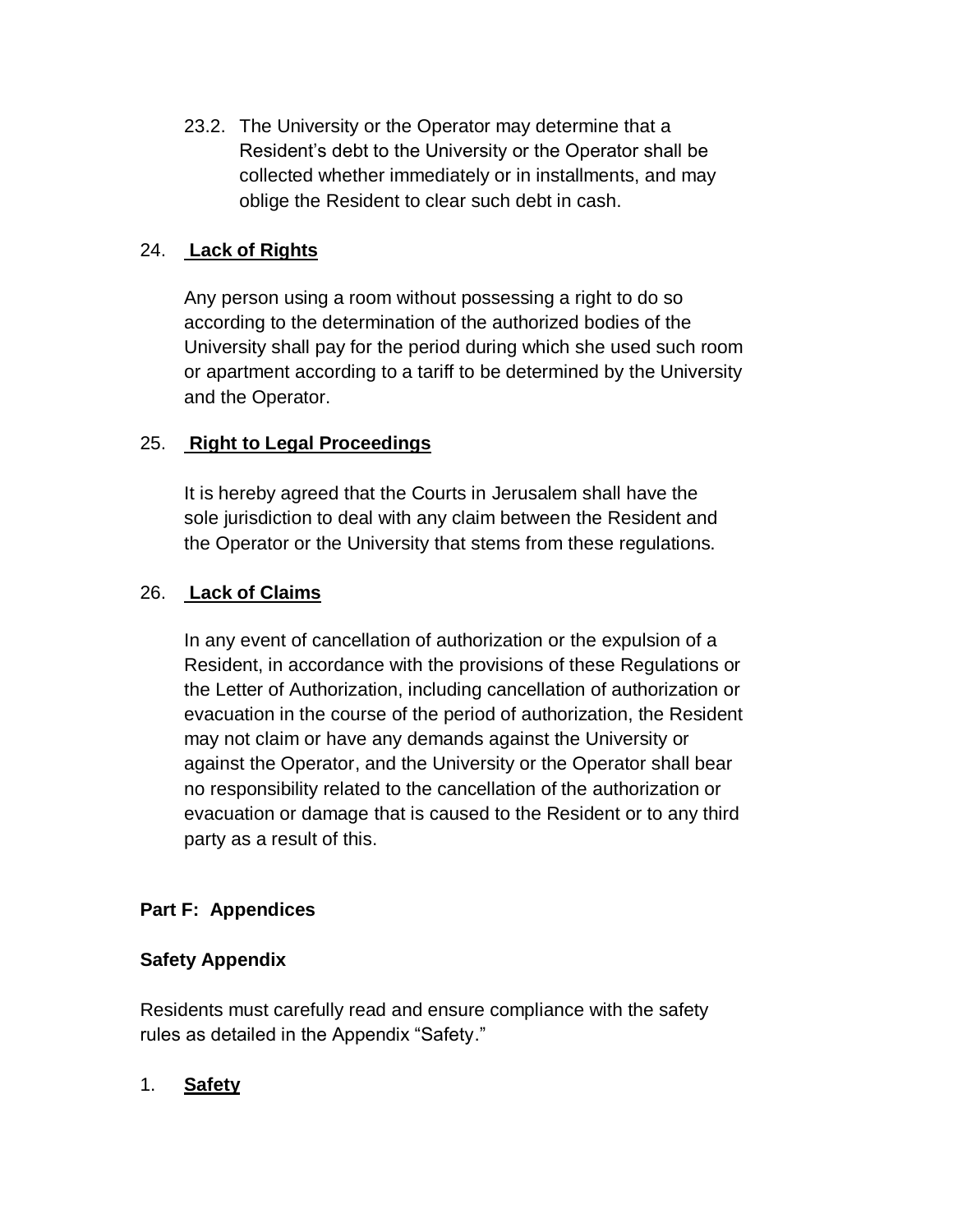23.2. The University or the Operator may determine that a Resident's debt to the University or the Operator shall be collected whether immediately or in installments, and may oblige the Resident to clear such debt in cash.

24. **Lack of Rights**

Any person using a room without possessing a right to do so according to the determination of the authorized bodies of the University shall pay for the period during which she used such room or apartment according to a tariff to be determined by the University and the Operator.

25. **Right to Legal Proceedings**

It is hereby agreed that the Courts in Jerusalem shall have the sole jurisdiction to deal with any claim between the Resident and the Operator or the University that stems from these regulations.

26. **Lack of Claims**

In any event of cancellation of authorization or the expulsion of a Resident, in accordance with the provisions of these Regulations or the Letter of Authorization, including cancellation of authorization or evacuation in the course of the period of authorization, the Resident may not claim or have any demands against the University or against the Operator, and the University or the Operator shall bear no responsibility related to the cancellation of the authorization or evacuation or damage that is caused to the Resident or to any third party as a result of this.

## Part F: Appendices

### Safety Appendix

Residents must carefully read and ensure compliance with the safety rules as detailed in the Appendix "Safety."

1. **Safety**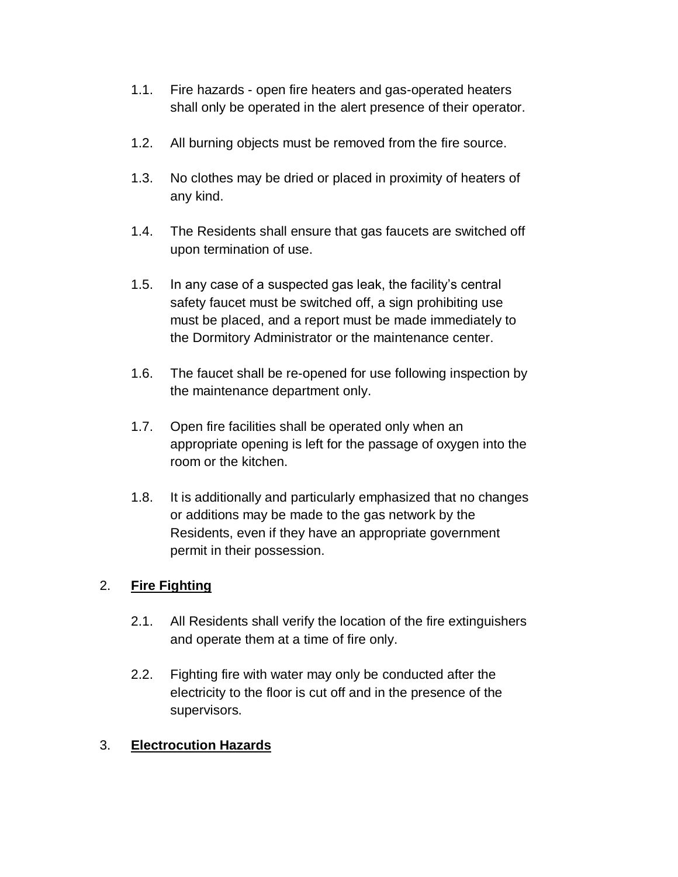1.1. Fire hazards - open fire heaters and gas-operated heaters shall only be operated in the alert presence of their operator.

1.2. All burning objects must be removed from the fire source.

1.3. No clothes may be dried or placed in proximity of heaters of any kind.

1.4. The Residents shall ensure that gas faucets are switched off upon termination of use.

1.5. In any case of a suspected gas leak, the facility's central safety faucet must be switched off, a sign prohibiting use must be placed, and a report must be made immediately to the Dormitory Administrator or the maintenance center.

1.6. The faucet shall be re-opened for use following inspection by the maintenance department only.

1.7. Open fire facilities shall be operated only when an appropriate opening is left for the passage of oxygen into the room or the kitchen.

1.8. It is additionally and particularly emphasized that no changes or additions may be made to the gas network by the Residents, even if they have an appropriate government permit in their possession.

## 2. <u>**Fire Fighting**</u>

2.1. All Residents shall verify the location of the fire extinguishers and operate them at a time of fire only.

2.2. Fighting fire with water may only be conducted after the electricity to the floor is cut off and in the presence of the supervisors.

## 3. <u>**Electrocution Hazards**</u>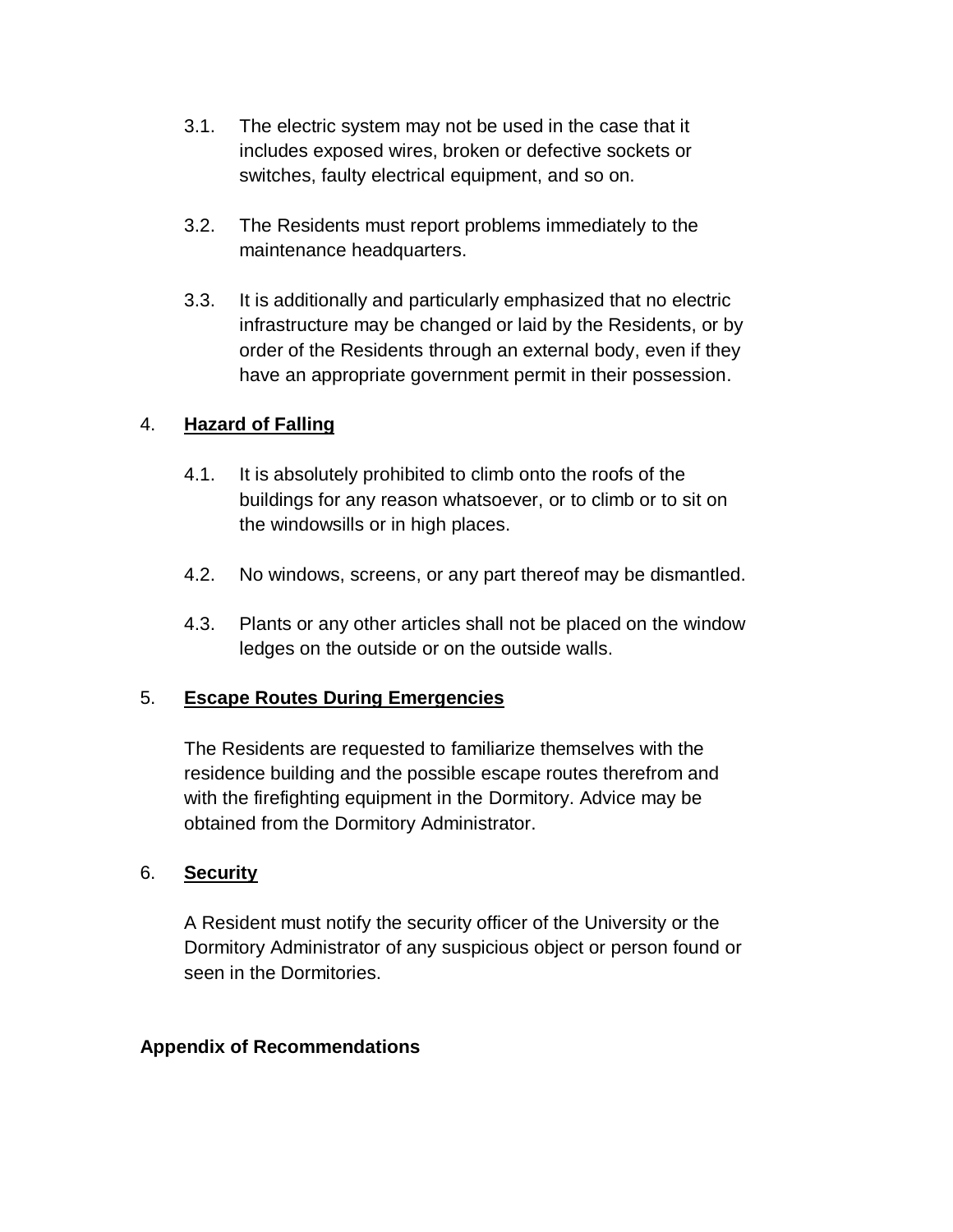3.1. The electric system may not be used in the case that it includes exposed wires, broken or defective sockets or switches, faulty electrical equipment, and so on.

3.2. The Residents must report problems immediately to the maintenance headquarters.

3.3. It is additionally and particularly emphasized that no electric infrastructure may be changed or laid by the Residents, or by order of the Residents through an external body, even if they have an appropriate government permit in their possession.

4. **<u>Hazard of Falling</u>**

4.1. It is absolutely prohibited to climb onto the roofs of the buildings for any reason whatsoever, or to climb or to sit on the windowsills or in high places.

4.2. No windows, screens, or any part thereof may be dismantled.

4.3. Plants or any other articles shall not be placed on the window ledges on the outside or on the outside walls.

5. **<u>Escape Routes During Emergencies</u>**

The Residents are requested to familiarize themselves with the residence building and the possible escape routes therefrom and with the firefighting equipment in the Dormitory. Advice may be obtained from the Dormitory Administrator.

6. **<u>Security</u>**

A Resident must notify the security officer of the University or the Dormitory Administrator of any suspicious object or person found or seen in the Dormitories.

**Appendix of Recommendations**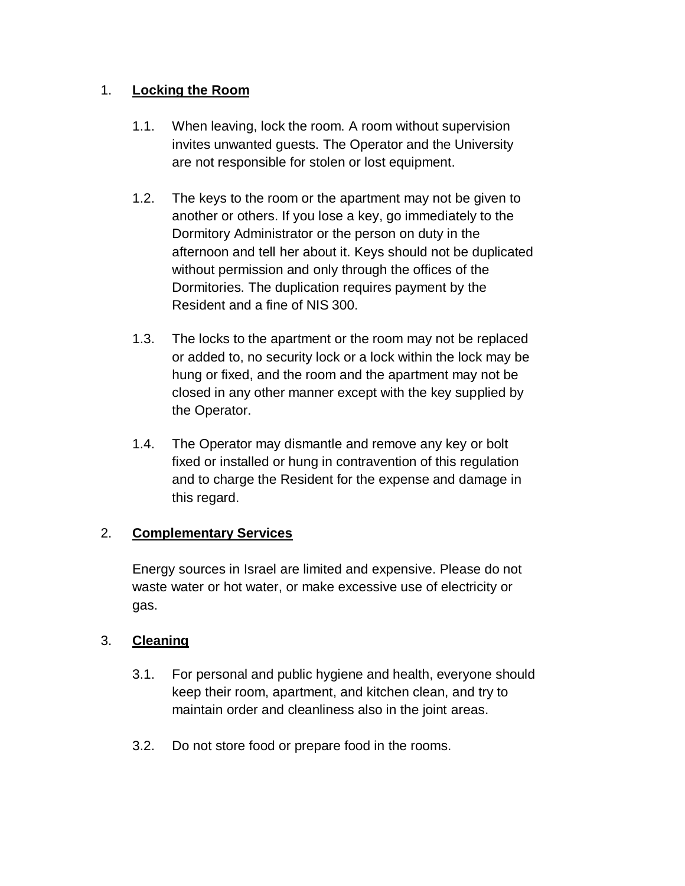1. **Locking the Room**

   1.1. When leaving, lock the room. A room without supervision invites unwanted guests. The Operator and the University are not responsible for stolen or lost equipment.

   1.2. The keys to the room or the apartment may not be given to another or others. If you lose a key, go immediately to the Dormitory Administrator or the person on duty in the afternoon and tell her about it. Keys should not be duplicated without permission and only through the offices of the Dormitories. The duplication requires payment by the Resident and a fine of NIS 300.

   1.3. The locks to the apartment or the room may not be replaced or added to, no security lock or a lock within the lock may be hung or fixed, and the room and the apartment may not be closed in any other manner except with the key supplied by the Operator.

   1.4. The Operator may dismantle and remove any key or bolt fixed or installed or hung in contravention of this regulation and to charge the Resident for the expense and damage in this regard.

2. **Complementary Services**

   Energy sources in Israel are limited and expensive. Please do not waste water or hot water, or make excessive use of electricity or gas.

3. **Cleaning**

   3.1. For personal and public hygiene and health, everyone should keep their room, apartment, and kitchen clean, and try to maintain order and cleanliness also in the joint areas.

   3.2. Do not store food or prepare food in the rooms.